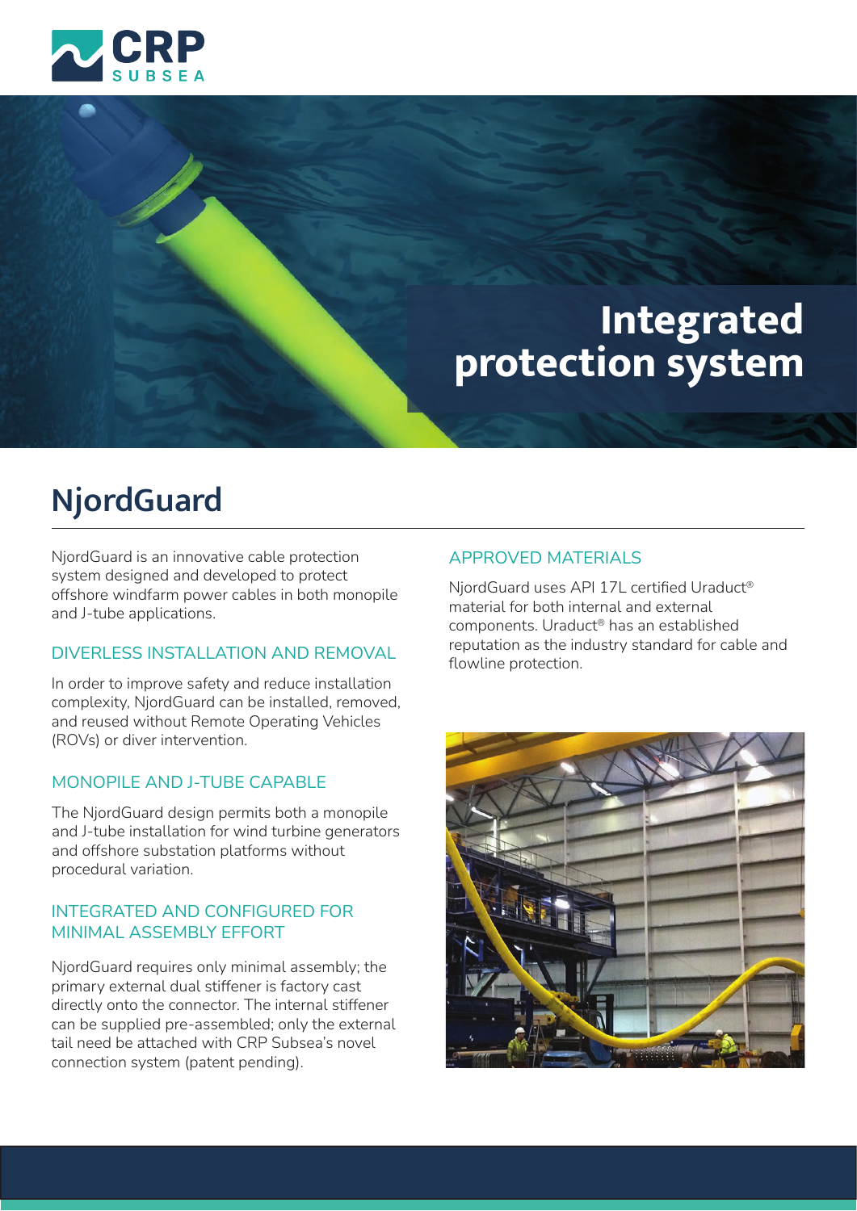# Integrated protection system

## NjordGuard

NjordGuard is an innovative cable protection system designed and developed to protect offshore windfarm power cables in both monopile and J-tube applications.

### DIVERLESS INSTALLATION AND REMOVAL

In order to improve safety and reduce installation complexity, NjordGuard can be installed, removed, and reused without Remote Operating Vehicles (ROVs) or diver intervention.

### MONOPILE AND J-TUBE CAPABLE

The NjordGuard design permits both a monopile and J-tube installation for wind turbine generators and offshore substation platforms without procedural variation.

### INTEGRATED AND CONFIGURED FOR MINIMAL ASSEMBLY EFFORT

NjordGuard requires only minimal assembly; the primary external dual stiffener is factory cast directly onto the connector. The internal stiffener can be supplied pre-assembled; only the external tail need be attached with CRP Subsea's novel connection system (patent pending).

### APPROVED MATERIALS

NjordGuard uses API 17L certified Uraduct® material for both internal and external components. Uraduct® has an established reputation as the industry standard for cable and flowline protection.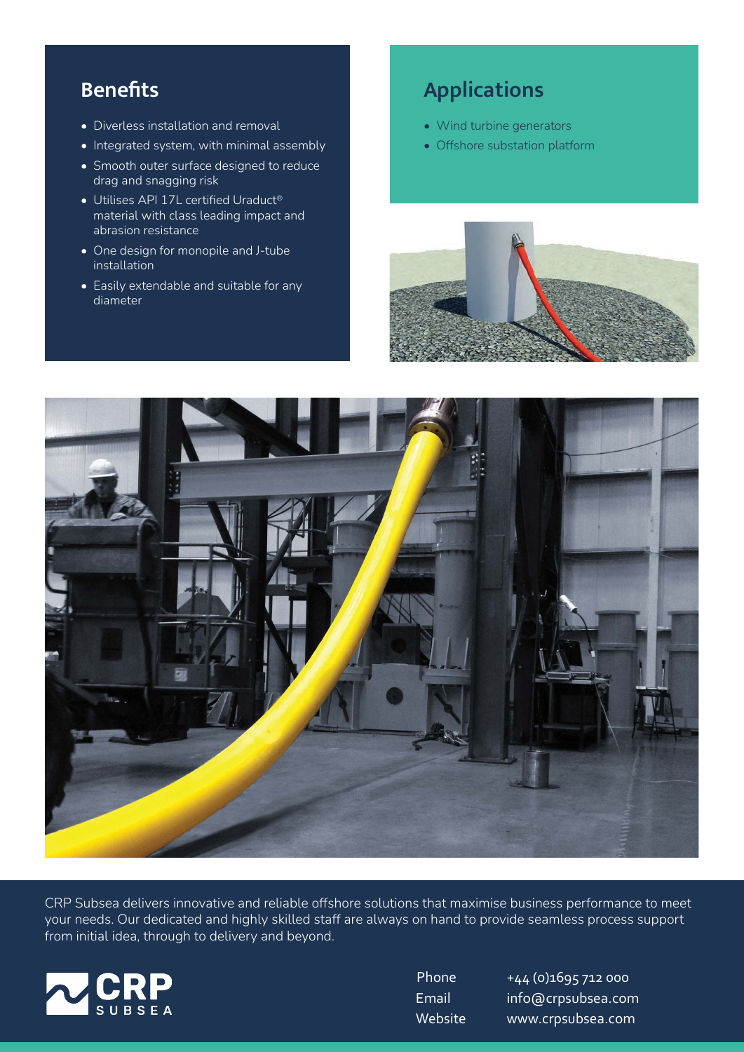## Benefits

- Diverless installation and removal
- Integrated system, with minimal assembly
- Smooth outer surface designed to reduce drag and snagging risk
- Utilises API 17L certified Uraduct® material with class leading impact and abrasion resistance
- One design for monopile and J-tube installation
- Easily extendable and suitable for any diameter

## Applications

- Wind turbine generators
- Offshore substation platform

CRP Subsea delivers innovative and reliable offshore solutions that maximise business performance to meet your needs. Our dedicated and highly skilled staff are always on hand to provide seamless process support from initial idea, through to delivery and beyond.

CRP SUBSEA

| | |
|---|---|
| Phone | +44 (0)1695 712 000 |
| Email | info@crpsubsea.com |
| Website | www.crpsubsea.com |